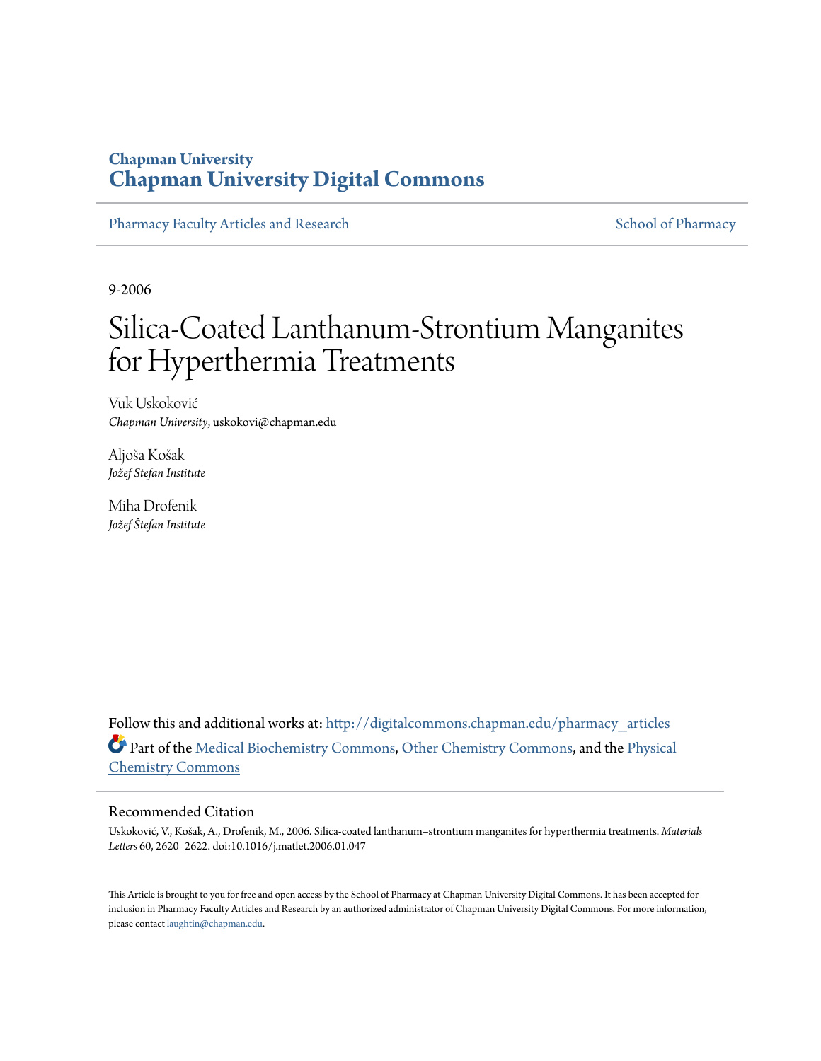Chapman University

# Chapman University Digital Commons

Pharmacy Faculty Articles and Research

School of Pharmacy

9-2006

# Silica-Coated Lanthanum-Strontium Manganites for Hyperthermia Treatments

Vuk Uskoković
*Chapman University*, uskokovi@chapman.edu

Aljoša Košak
*Jožef Stefan Institute*

Miha Drofenik
*Jožef Štefan Institute*

Follow this and additional works at: http://digitalcommons.chapman.edu/pharmacy_articles

Part of the Medical Biochemistry Commons, Other Chemistry Commons, and the Physical Chemistry Commons

## Recommended Citation

Uskoković, V., Košak, A., Drofenik, M., 2006. Silica-coated lanthanum–strontium manganites for hyperthermia treatments. *Materials Letters* 60, 2620–2622. doi:10.1016/j.matlet.2006.01.047

This Article is brought to you for free and open access by the School of Pharmacy at Chapman University Digital Commons. It has been accepted for inclusion in Pharmacy Faculty Articles and Research by an authorized administrator of Chapman University Digital Commons. For more information, please contact laughtin@chapman.edu.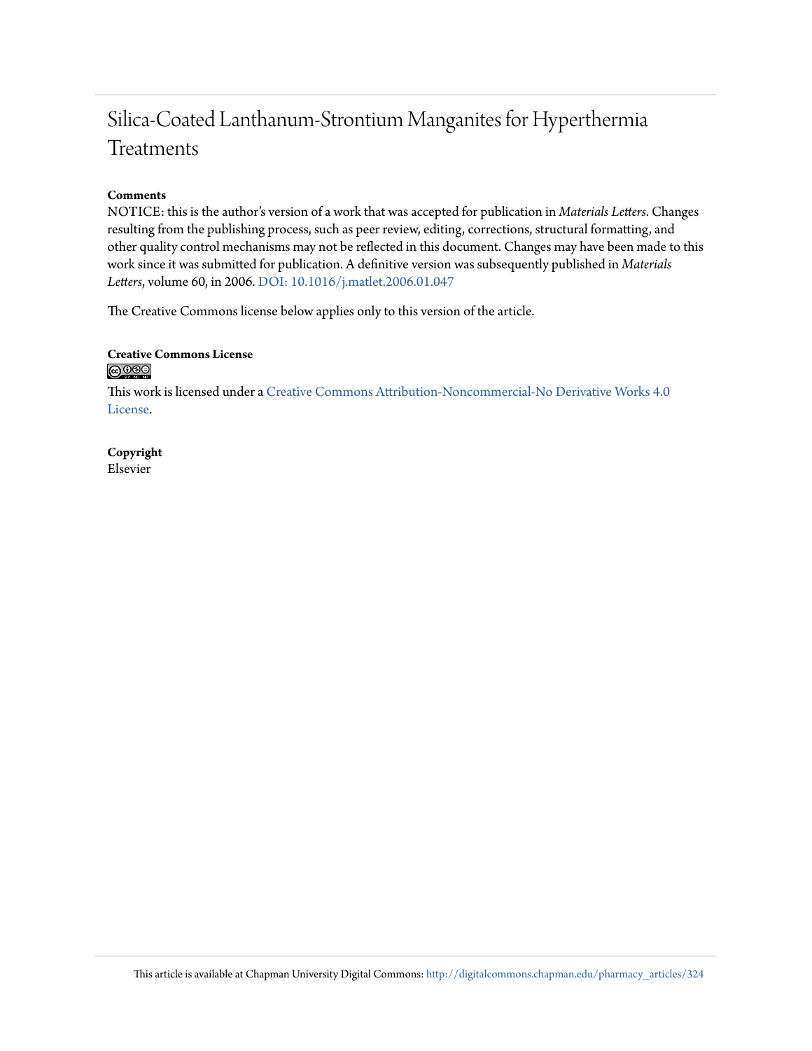# Silica-Coated Lanthanum-Strontium Manganites for Hyperthermia Treatments

**Comments**

NOTICE: this is the author's version of a work that was accepted for publication in *Materials Letters*. Changes resulting from the publishing process, such as peer review, editing, corrections, structural formatting, and other quality control mechanisms may not be reflected in this document. Changes may have been made to this work since it was submitted for publication. A definitive version was subsequently published in *Materials Letters*, volume 60, in 2006. DOI: 10.1016/j.matlet.2006.01.047

The Creative Commons license below applies only to this version of the article.

**Creative Commons License**

This work is licensed under a Creative Commons Attribution-Noncommercial-No Derivative Works 4.0 License.

**Copyright**

Elsevier

This article is available at Chapman University Digital Commons: http://digitalcommons.chapman.edu/pharmacy_articles/324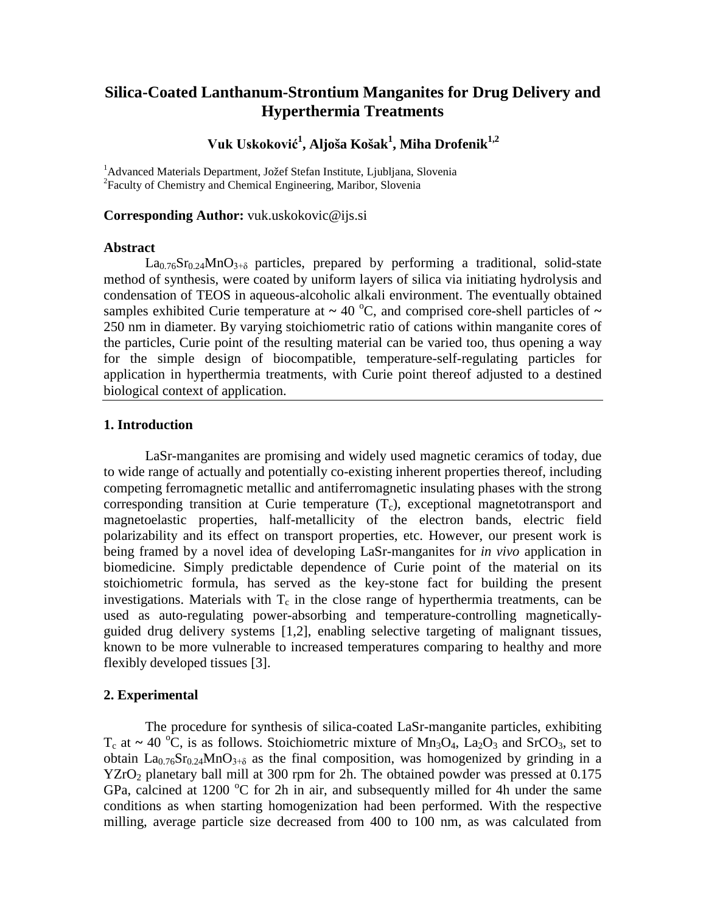# Silica-Coated Lanthanum-Strontium Manganites for Drug Delivery and Hyperthermia Treatments

**Vuk Uskoković[1], Aljoša Košak[1], Miha Drofenik[1,2]**

[1]Advanced Materials Department, Jožef Stefan Institute, Ljubljana, Slovenia
[2]Faculty of Chemistry and Chemical Engineering, Maribor, Slovenia

**Corresponding Author:** vuk.uskokovic@ijs.si

**Abstract**

$La_{0.76}Sr_{0.24}MnO_{3+\delta}$ particles, prepared by performing a traditional, solid-state method of synthesis, were coated by uniform layers of silica via initiating hydrolysis and condensation of TEOS in aqueous-alcoholic alkali environment. The eventually obtained samples exhibited Curie temperature at ~ 40 °C, and comprised core-shell particles of ~ 250 nm in diameter. By varying stoichiometric ratio of cations within manganite cores of the particles, Curie point of the resulting material can be varied too, thus opening a way for the simple design of biocompatible, temperature-self-regulating particles for application in hyperthermia treatments, with Curie point thereof adjusted to a destined biological context of application.

## 1. Introduction

LaSr-manganites are promising and widely used magnetic ceramics of today, due to wide range of actually and potentially co-existing inherent properties thereof, including competing ferromagnetic metallic and antiferromagnetic insulating phases with the strong corresponding transition at Curie temperature ($T_c$), exceptional magnetotransport and magnetoelastic properties, half-metallicity of the electron bands, electric field polarizability and its effect on transport properties, etc. However, our present work is being framed by a novel idea of developing LaSr-manganites for *in vivo* application in biomedicine. Simply predictable dependence of Curie point of the material on its stoichiometric formula, has served as the key-stone fact for building the present investigations. Materials with $T_c$ in the close range of hyperthermia treatments, can be used as auto-regulating power-absorbing and temperature-controlling magnetically-guided drug delivery systems [1,2], enabling selective targeting of malignant tissues, known to be more vulnerable to increased temperatures comparing to healthy and more flexibly developed tissues [3].

## 2. Experimental

The procedure for synthesis of silica-coated LaSr-manganite particles, exhibiting $T_c$ at ~ 40 °C, is as follows. Stoichiometric mixture of $Mn_3O_4$, $La_2O_3$ and $SrCO_3$, set to obtain $La_{0.76}Sr_{0.24}MnO_{3+\delta}$ as the final composition, was homogenized by grinding in a $YZrO_2$ planetary ball mill at 300 rpm for 2h. The obtained powder was pressed at 0.175 GPa, calcined at 1200 °C for 2h in air, and subsequently milled for 4h under the same conditions as when starting homogenization had been performed. With the respective milling, average particle size decreased from 400 to 100 nm, as was calculated from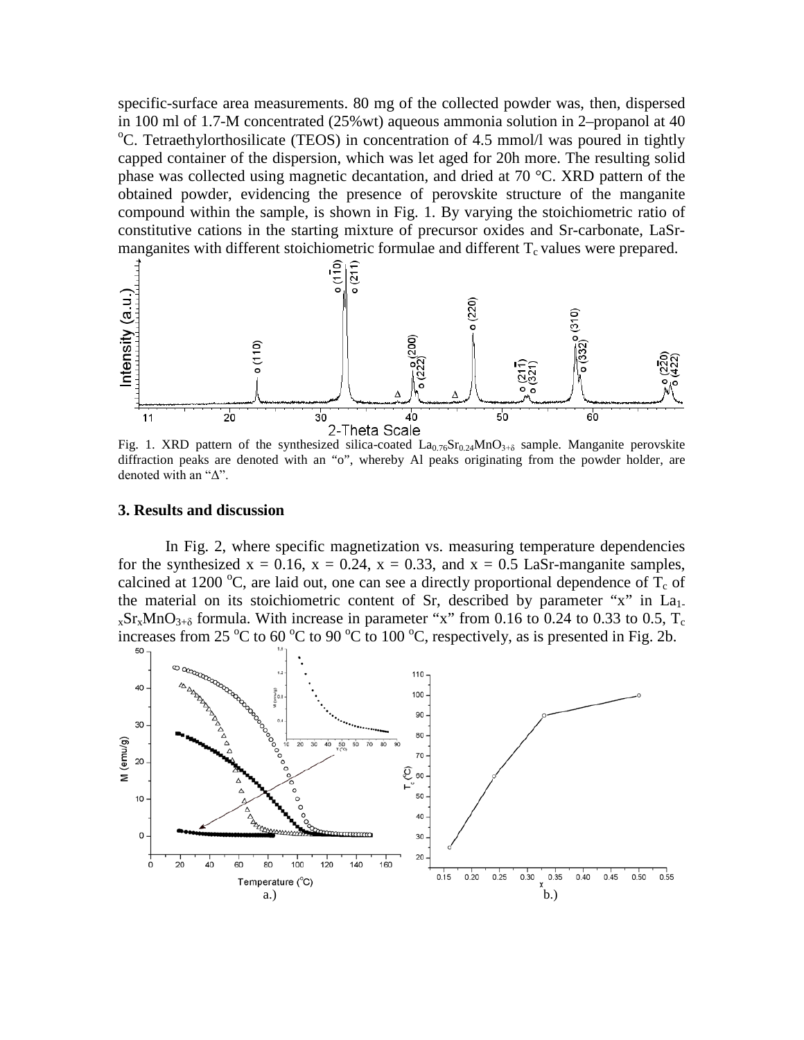specific-surface area measurements. 80 mg of the collected powder was, then, dispersed in 100 ml of 1.7-M concentrated (25%wt) aqueous ammonia solution in 2–propanol at 40 $^{o}$C. Tetraethylorthosilicate (TEOS) in concentration of 4.5 mmol/l was poured in tightly capped container of the dispersion, which was let aged for 20h more. The resulting solid phase was collected using magnetic decantation, and dried at 70 °C. XRD pattern of the obtained powder, evidencing the presence of perovskite structure of the manganite compound within the sample, is shown in Fig. 1. By varying the stoichiometric ratio of constitutive cations in the starting mixture of precursor oxides and Sr-carbonate, LaSr-manganites with different stoichiometric formulae and different $T_c$ values were prepared.

Fig. 1. XRD pattern of the synthesized silica-coated $La_{0.76}Sr_{0.24}MnO_{3+\delta}$ sample. Manganite perovskite diffraction peaks are denoted with an "o", whereby Al peaks originating from the powder holder, are denoted with an "Δ".

### 3. Results and discussion

In Fig. 2, where specific magnetization vs. measuring temperature dependencies for the synthesized x = 0.16, x = 0.24, x = 0.33, and x = 0.5 LaSr-manganite samples, calcined at 1200 $^{o}$C, are laid out, one can see a directly proportional dependence of $T_c$ of the material on its stoichiometric content of Sr, described by parameter "x" in $La_{1-x}Sr_xMnO_{3+\delta}$ formula. With increase in parameter "x" from 0.16 to 0.24 to 0.33 to 0.5, $T_c$ increases from 25 $^{o}$C to 60 $^{o}$C to 90 $^{o}$C to 100 $^{o}$C, respectively, as is presented in Fig. 2b.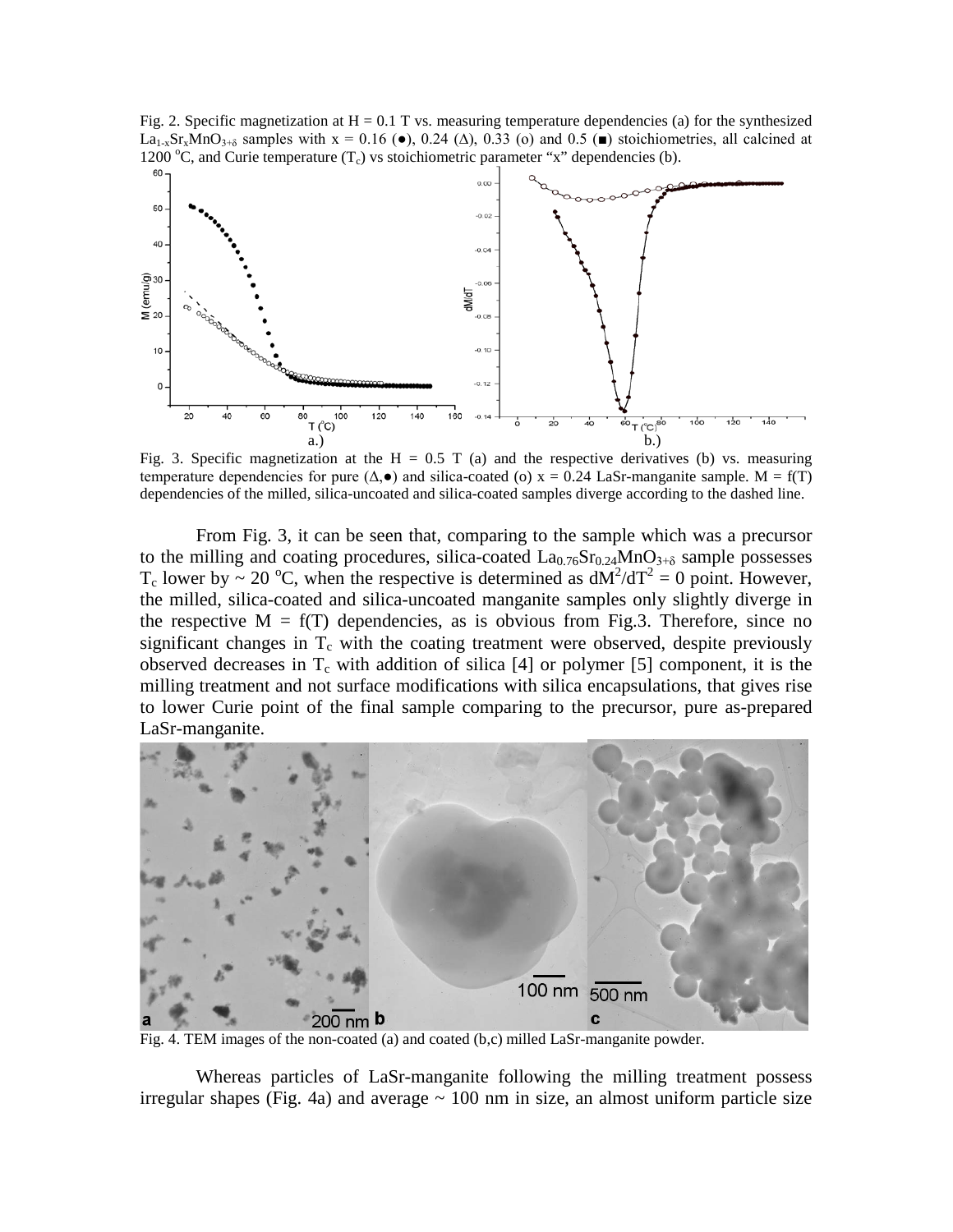Fig. 2. Specific magnetization at H = 0.1 T vs. measuring temperature dependencies (a) for the synthesized $La_{1-x}Sr_xMnO_{3+\delta}$ samples with x = 0.16 (●), 0.24 (Δ), 0.33 (o) and 0.5 (■) stoichiometries, all calcined at 1200 °C, and Curie temperature ($T_c$) vs stoichiometric parameter "x" dependencies (b).

Fig. 3. Specific magnetization at the H = 0.5 T (a) and the respective derivatives (b) vs. measuring temperature dependencies for pure (Δ,●) and silica-coated (o) x = 0.24 LaSr-manganite sample. M = f(T) dependencies of the milled, silica-uncoated and silica-coated samples diverge according to the dashed line.

From Fig. 3, it can be seen that, comparing to the sample which was a precursor to the milling and coating procedures, silica-coated $La_{0.76}Sr_{0.24}MnO_{3+\delta}$ sample possesses $T_c$ lower by ~ 20 °C, when the respective is determined as $dM^2/dT^2 = 0$ point. However, the milled, silica-coated and silica-uncoated manganite samples only slightly diverge in the respective M = f(T) dependencies, as is obvious from Fig.3. Therefore, since no significant changes in $T_c$ with the coating treatment were observed, despite previously observed decreases in $T_c$ with addition of silica [4] or polymer [5] component, it is the milling treatment and not surface modifications with silica encapsulations, that gives rise to lower Curie point of the final sample comparing to the precursor, pure as-prepared LaSr-manganite.

Fig. 4. TEM images of the non-coated (a) and coated (b,c) milled LaSr-manganite powder.

Whereas particles of LaSr-manganite following the milling treatment possess irregular shapes (Fig. 4a) and average ~ 100 nm in size, an almost uniform particle size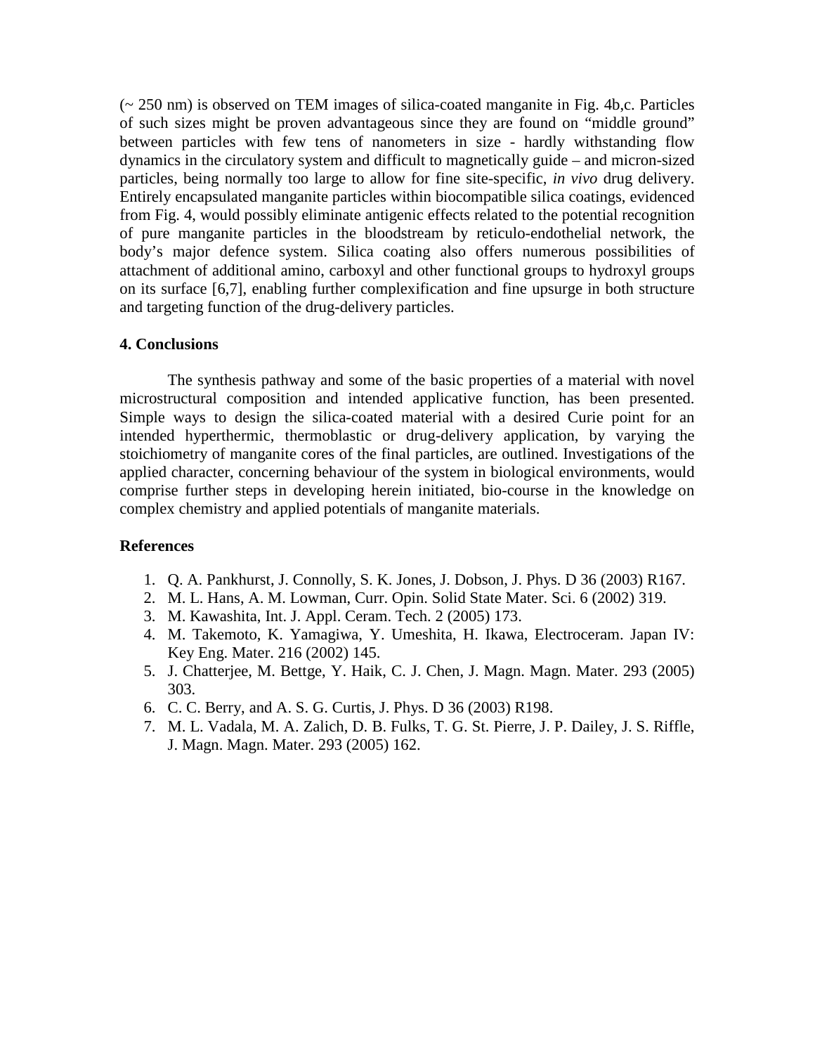(~ 250 nm) is observed on TEM images of silica-coated manganite in Fig. 4b,c. Particles of such sizes might be proven advantageous since they are found on "middle ground" between particles with few tens of nanometers in size - hardly withstanding flow dynamics in the circulatory system and difficult to magnetically guide – and micron-sized particles, being normally too large to allow for fine site-specific, *in vivo* drug delivery. Entirely encapsulated manganite particles within biocompatible silica coatings, evidenced from Fig. 4, would possibly eliminate antigenic effects related to the potential recognition of pure manganite particles in the bloodstream by reticulo-endothelial network, the body's major defence system. Silica coating also offers numerous possibilities of attachment of additional amino, carboxyl and other functional groups to hydroxyl groups on its surface [6,7], enabling further complexification and fine upsurge in both structure and targeting function of the drug-delivery particles.

## 4. Conclusions

The synthesis pathway and some of the basic properties of a material with novel microstructural composition and intended applicative function, has been presented. Simple ways to design the silica-coated material with a desired Curie point for an intended hyperthermic, thermoblastic or drug-delivery application, by varying the stoichiometry of manganite cores of the final particles, are outlined. Investigations of the applied character, concerning behaviour of the system in biological environments, would comprise further steps in developing herein initiated, bio-course in the knowledge on complex chemistry and applied potentials of manganite materials.

## References

1. Q. A. Pankhurst, J. Connolly, S. K. Jones, J. Dobson, J. Phys. D 36 (2003) R167.
2. M. L. Hans, A. M. Lowman, Curr. Opin. Solid State Mater. Sci. 6 (2002) 319.
3. M. Kawashita, Int. J. Appl. Ceram. Tech. 2 (2005) 173.
4. M. Takemoto, K. Yamagiwa, Y. Umeshita, H. Ikawa, Electroceram. Japan IV: Key Eng. Mater. 216 (2002) 145.
5. J. Chatterjee, M. Bettge, Y. Haik, C. J. Chen, J. Magn. Magn. Mater. 293 (2005) 303.
6. C. C. Berry, and A. S. G. Curtis, J. Phys. D 36 (2003) R198.
7. M. L. Vadala, M. A. Zalich, D. B. Fulks, T. G. St. Pierre, J. P. Dailey, J. S. Riffle, J. Magn. Magn. Mater. 293 (2005) 162.